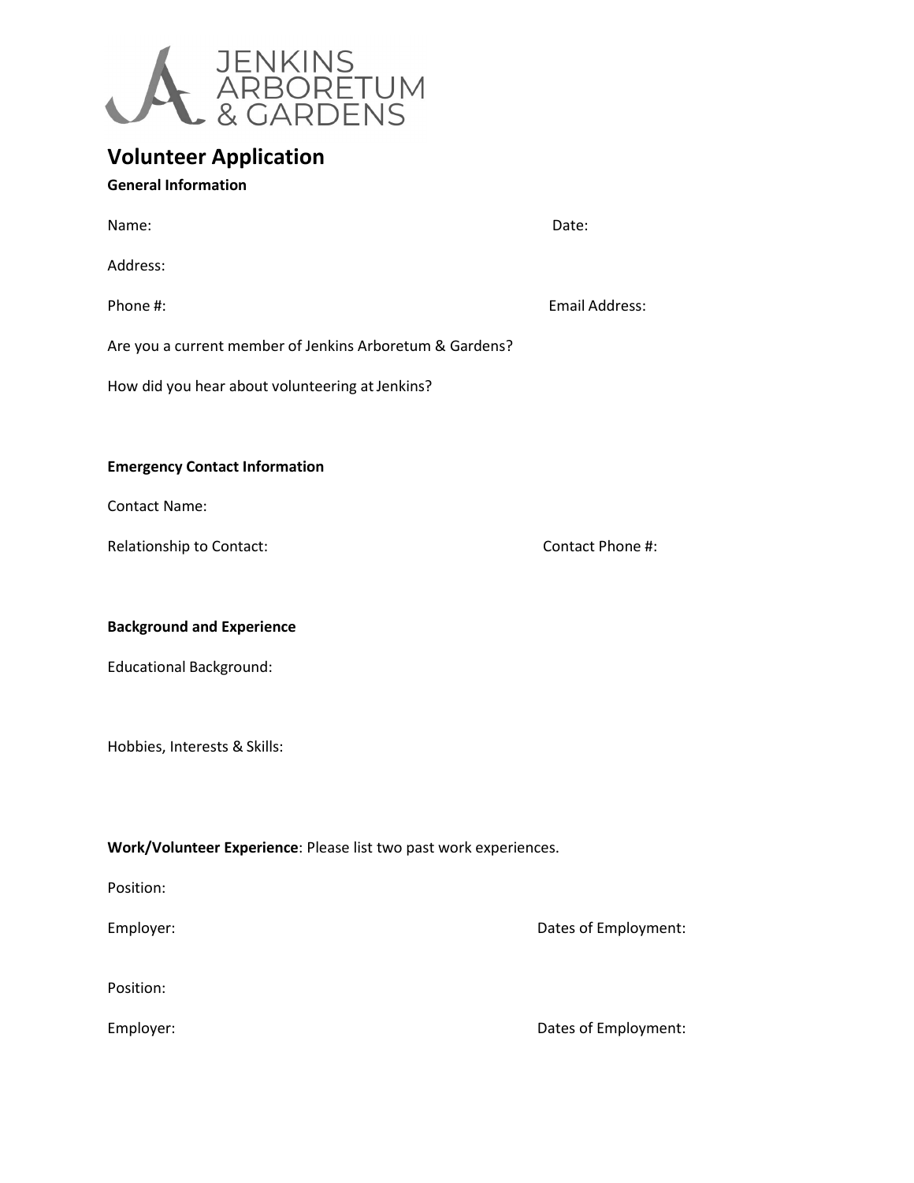JENKINS ARBORETUM & GARDENS

# Volunteer Application

**General Information**

Name: Date:

Address:

Phone #: Email Address:

Are you a current member of Jenkins Arboretum & Gardens?

How did you hear about volunteering at Jenkins?

**Emergency Contact Information**

Contact Name:

Relationship to Contact: Contact Phone #:

**Background and Experience**

Educational Background:

Hobbies, Interests & Skills:

**Work/Volunteer Experience**: Please list two past work experiences.

Position:

Employer: Dates of Employment:

Position:

Employer: Dates of Employment: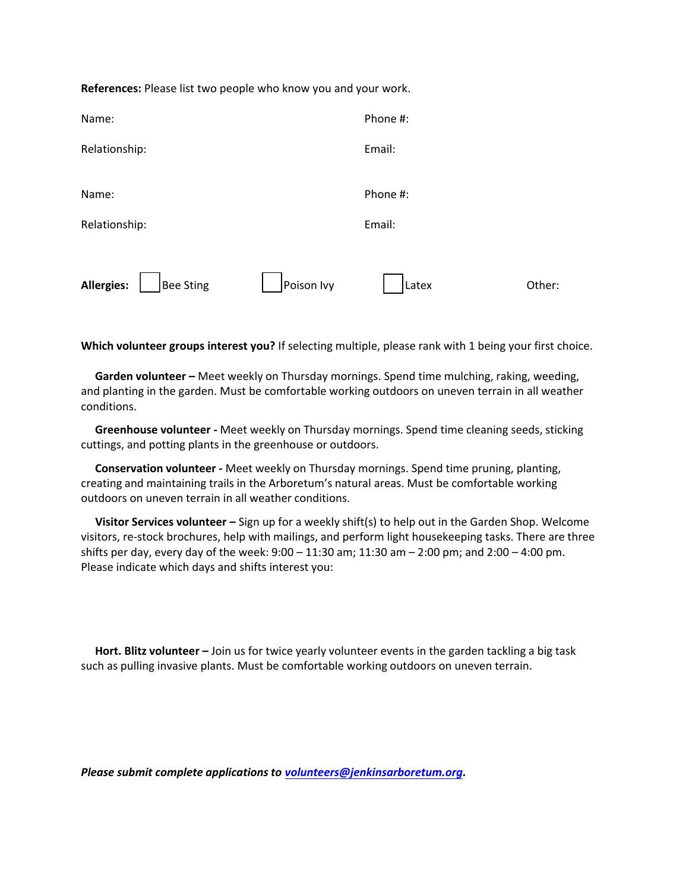**References:** Please list two people who know you and your work.

Name: Phone #:

Relationship: Email:

Name: Phone #:

Relationship: Email:

**Allergies:** ☐ Bee Sting ☐ Poison Ivy ☐ Latex Other:

**Which volunteer groups interest you?** If selecting multiple, please rank with 1 being your first choice.

**Garden volunteer –** Meet weekly on Thursday mornings. Spend time mulching, raking, weeding, and planting in the garden. Must be comfortable working outdoors on uneven terrain in all weather conditions.

**Greenhouse volunteer -** Meet weekly on Thursday mornings. Spend time cleaning seeds, sticking cuttings, and potting plants in the greenhouse or outdoors.

**Conservation volunteer -** Meet weekly on Thursday mornings. Spend time pruning, planting, creating and maintaining trails in the Arboretum's natural areas. Must be comfortable working outdoors on uneven terrain in all weather conditions.

**Visitor Services volunteer –** Sign up for a weekly shift(s) to help out in the Garden Shop. Welcome visitors, re-stock brochures, help with mailings, and perform light housekeeping tasks. There are three shifts per day, every day of the week: 9:00 – 11:30 am; 11:30 am – 2:00 pm; and 2:00 – 4:00 pm. Please indicate which days and shifts interest you:

**Hort. Blitz volunteer –** Join us for twice yearly volunteer events in the garden tackling a big task such as pulling invasive plants. Must be comfortable working outdoors on uneven terrain.

***Please submit complete applications to [volunteers@jenkinsarboretum.org](mailto:volunteers@jenkinsarboretum.org).***